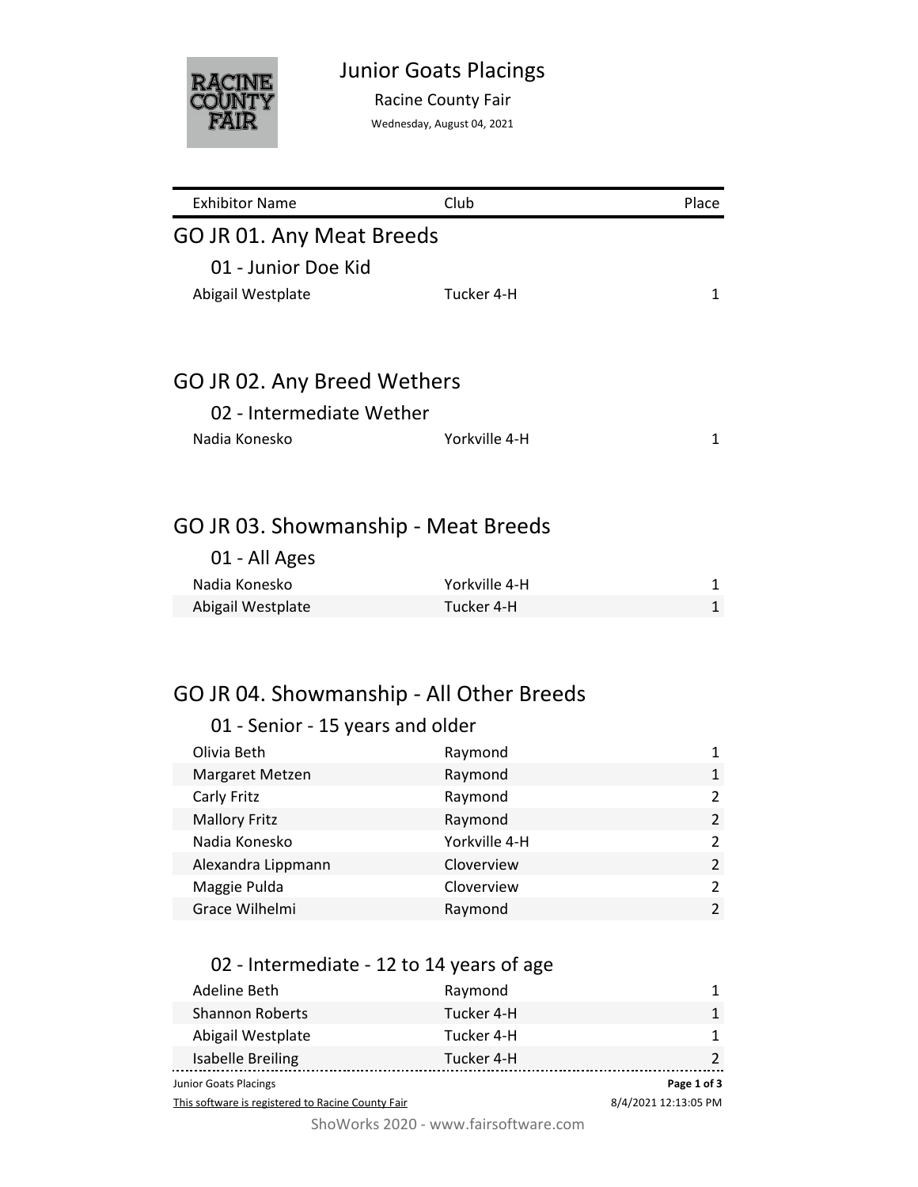# Junior Goats Placings

Racine County Fair

Wednesday, August 04, 2021

| Exhibitor Name | Club | Place |
|---|---|---|

## GO JR 01. Any Meat Breeds

### 01 - Junior Doe Kid

| Exhibitor Name | Club | Place |
|---|---|---|
| Abigail Westplate | Tucker 4-H | 1 |

## GO JR 02. Any Breed Wethers

### 02 - Intermediate Wether

| Exhibitor Name | Club | Place |
|---|---|---|
| Nadia Konesko | Yorkville 4-H | 1 |

## GO JR 03. Showmanship - Meat Breeds

### 01 - All Ages

| Exhibitor Name | Club | Place |
|---|---|---|
| Nadia Konesko | Yorkville 4-H | 1 |
| Abigail Westplate | Tucker 4-H | 1 |

## GO JR 04. Showmanship - All Other Breeds

### 01 - Senior - 15 years and older

| Exhibitor Name | Club | Place |
|---|---|---|
| Olivia Beth | Raymond | 1 |
| Margaret Metzen | Raymond | 1 |
| Carly Fritz | Raymond | 2 |
| Mallory Fritz | Raymond | 2 |
| Nadia Konesko | Yorkville 4-H | 2 |
| Alexandra Lippmann | Cloverview | 2 |
| Maggie Pulda | Cloverview | 2 |
| Grace Wilhelmi | Raymond | 2 |

### 02 - Intermediate - 12 to 14 years of age

| Exhibitor Name | Club | Place |
|---|---|---|
| Adeline Beth | Raymond | 1 |
| Shannon Roberts | Tucker 4-H | 1 |
| Abigail Westplate | Tucker 4-H | 1 |
| Isabelle Breiling | Tucker 4-H | 2 |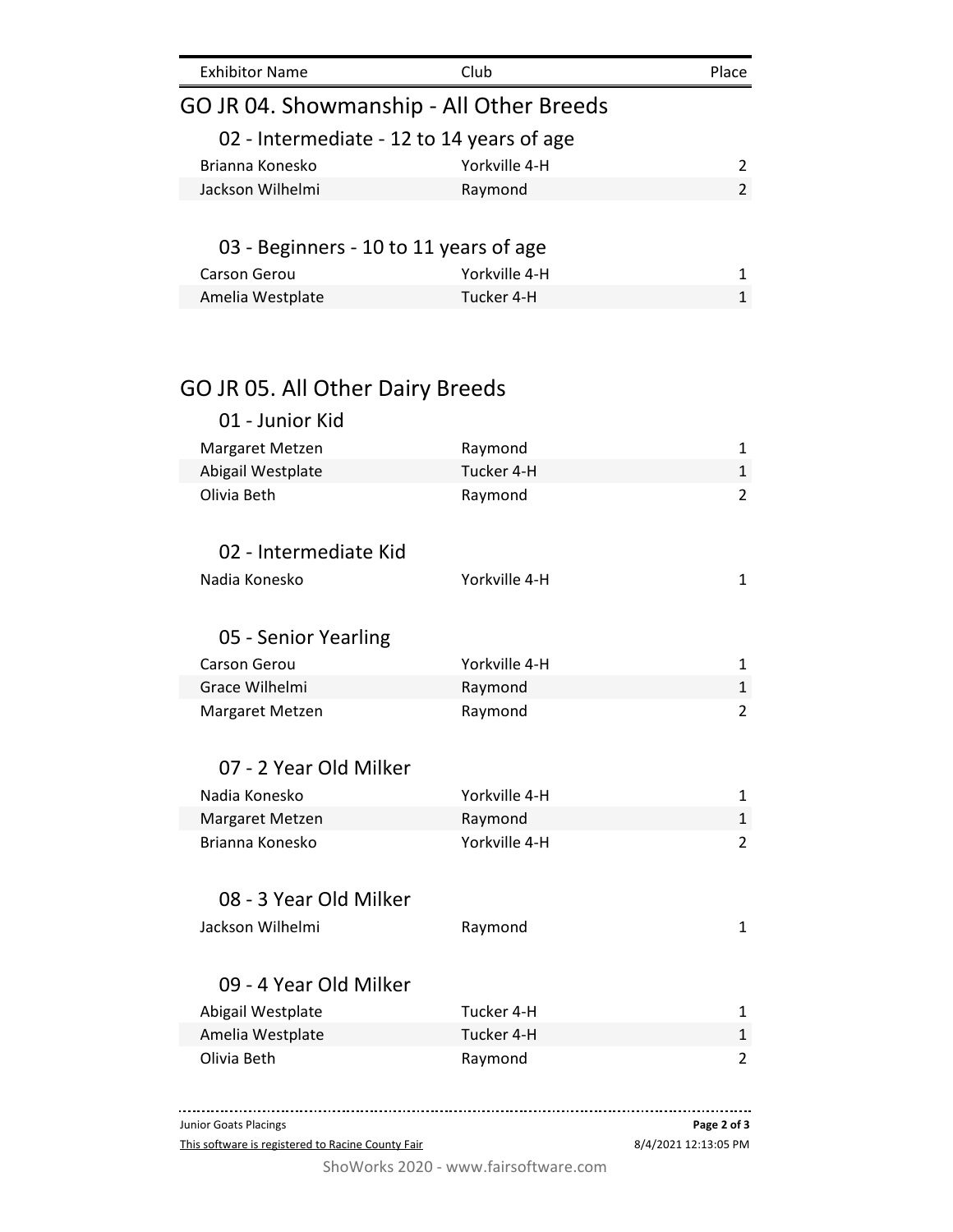| Exhibitor Name | Club | Place |
|---|---|---|

## GO JR 04. Showmanship - All Other Breeds

### 02 - Intermediate - 12 to 14 years of age

| Exhibitor Name | Club | Place |
|---|---|---|
| Brianna Konesko | Yorkville 4-H | 2 |
| Jackson Wilhelmi | Raymond | 2 |

### 03 - Beginners - 10 to 11 years of age

| Exhibitor Name | Club | Place |
|---|---|---|
| Carson Gerou | Yorkville 4-H | 1 |
| Amelia Westplate | Tucker 4-H | 1 |

## GO JR 05. All Other Dairy Breeds

### 01 - Junior Kid

| Exhibitor Name | Club | Place |
|---|---|---|
| Margaret Metzen | Raymond | 1 |
| Abigail Westplate | Tucker 4-H | 1 |
| Olivia Beth | Raymond | 2 |

### 02 - Intermediate Kid

| Exhibitor Name | Club | Place |
|---|---|---|
| Nadia Konesko | Yorkville 4-H | 1 |

### 05 - Senior Yearling

| Exhibitor Name | Club | Place |
|---|---|---|
| Carson Gerou | Yorkville 4-H | 1 |
| Grace Wilhelmi | Raymond | 1 |
| Margaret Metzen | Raymond | 2 |

### 07 - 2 Year Old Milker

| Exhibitor Name | Club | Place |
|---|---|---|
| Nadia Konesko | Yorkville 4-H | 1 |
| Margaret Metzen | Raymond | 1 |
| Brianna Konesko | Yorkville 4-H | 2 |

### 08 - 3 Year Old Milker

| Exhibitor Name | Club | Place |
|---|---|---|
| Jackson Wilhelmi | Raymond | 1 |

### 09 - 4 Year Old Milker

| Exhibitor Name | Club | Place |
|---|---|---|
| Abigail Westplate | Tucker 4-H | 1 |
| Amelia Westplate | Tucker 4-H | 1 |
| Olivia Beth | Raymond | 2 |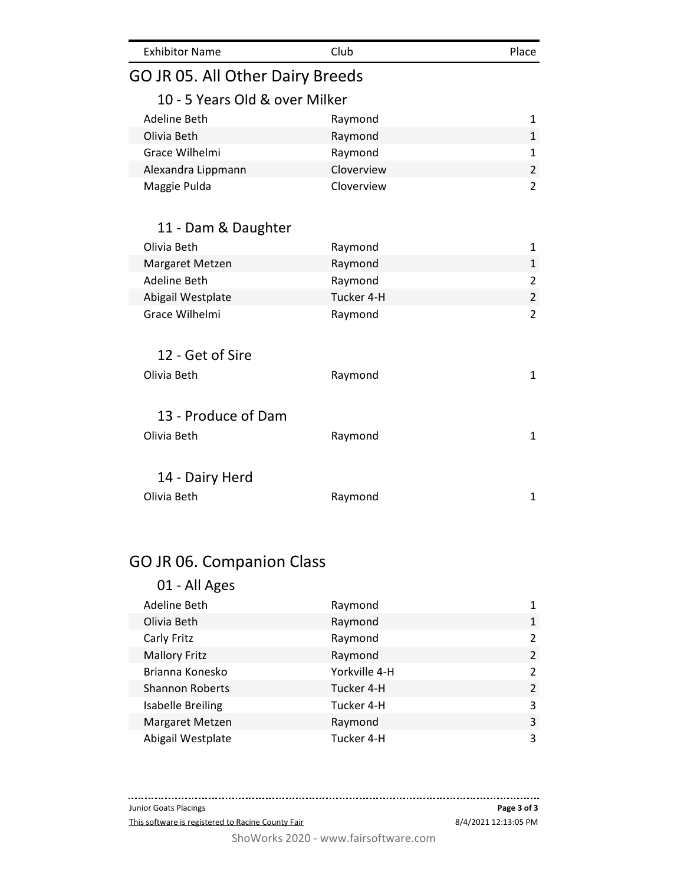| Exhibitor Name | Club | Place |
|---|---|---|

## GO JR 05. All Other Dairy Breeds

### 10 - 5 Years Old & over Milker

| Exhibitor Name | Club | Place |
|---|---|---|
| Adeline Beth | Raymond | 1 |
| Olivia Beth | Raymond | 1 |
| Grace Wilhelmi | Raymond | 1 |
| Alexandra Lippmann | Cloverview | 2 |
| Maggie Pulda | Cloverview | 2 |

### 11 - Dam & Daughter

| Exhibitor Name | Club | Place |
|---|---|---|
| Olivia Beth | Raymond | 1 |
| Margaret Metzen | Raymond | 1 |
| Adeline Beth | Raymond | 2 |
| Abigail Westplate | Tucker 4-H | 2 |
| Grace Wilhelmi | Raymond | 2 |

### 12 - Get of Sire

| Exhibitor Name | Club | Place |
|---|---|---|
| Olivia Beth | Raymond | 1 |

### 13 - Produce of Dam

| Exhibitor Name | Club | Place |
|---|---|---|
| Olivia Beth | Raymond | 1 |

### 14 - Dairy Herd

| Exhibitor Name | Club | Place |
|---|---|---|
| Olivia Beth | Raymond | 1 |

## GO JR 06. Companion Class

### 01 - All Ages

| Exhibitor Name | Club | Place |
|---|---|---|
| Adeline Beth | Raymond | 1 |
| Olivia Beth | Raymond | 1 |
| Carly Fritz | Raymond | 2 |
| Mallory Fritz | Raymond | 2 |
| Brianna Konesko | Yorkville 4-H | 2 |
| Shannon Roberts | Tucker 4-H | 2 |
| Isabelle Breiling | Tucker 4-H | 3 |
| Margaret Metzen | Raymond | 3 |
| Abigail Westplate | Tucker 4-H | 3 |